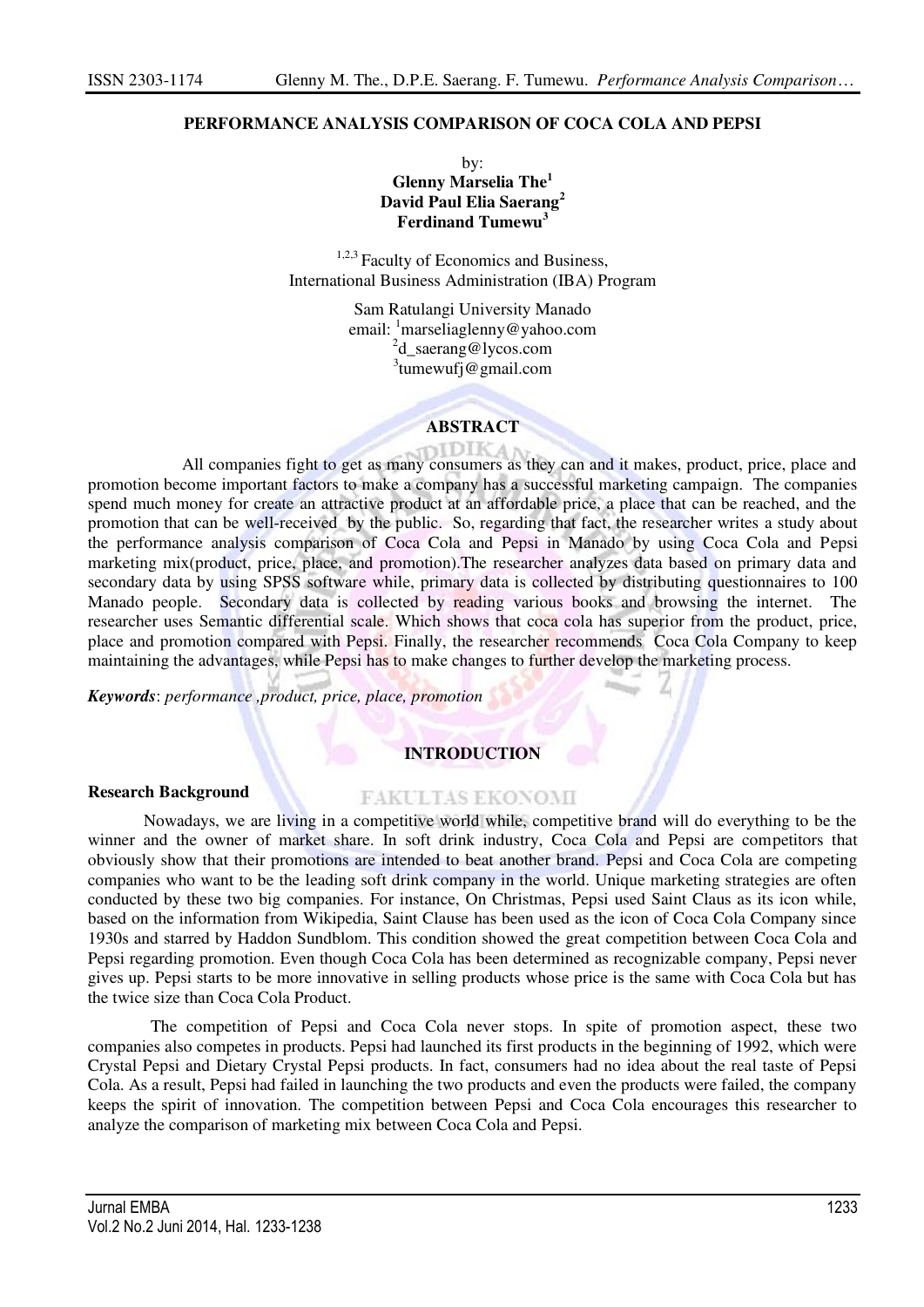# PERFORMANCE ANALYSIS COMPARISON OF COCA COLA AND PEPSI

by:
**Glenny Marselia The[1]**
**David Paul Elia Saerang[2]**
**Ferdinand Tumewu[3]**

[1,2,3] Faculty of Economics and Business,
International Business Administration (IBA) Program

Sam Ratulangi University Manado
email: [1]marseliaglenny@yahoo.com
[2]d_saerang@lycos.com
[3]tumewufj@gmail.com

## ABSTRACT

All companies fight to get as many consumers as they can and it makes, product, price, place and promotion become important factors to make a company has a successful marketing campaign. The companies spend much money for create an attractive product at an affordable price, a place that can be reached, and the promotion that can be well-received by the public. So, regarding that fact, the researcher writes a study about the performance analysis comparison of Coca Cola and Pepsi in Manado by using Coca Cola and Pepsi marketing mix(product, price, place, and promotion).The researcher analyzes data based on primary data and secondary data by using SPSS software while, primary data is collected by distributing questionnaires to 100 Manado people. Secondary data is collected by reading various books and browsing the internet. The researcher uses Semantic differential scale. Which shows that coca cola has superior from the product, price, place and promotion compared with Pepsi. Finally, the researcher recommends Coca Cola Company to keep maintaining the advantages, while Pepsi has to make changes to further develop the marketing process.

***Keywords***: *performance ,product, price, place, promotion*

## INTRODUCTION

### Research Background

Nowadays, we are living in a competitive world while, competitive brand will do everything to be the winner and the owner of market share. In soft drink industry, Coca Cola and Pepsi are competitors that obviously show that their promotions are intended to beat another brand. Pepsi and Coca Cola are competing companies who want to be the leading soft drink company in the world. Unique marketing strategies are often conducted by these two big companies. For instance, On Christmas, Pepsi used Saint Claus as its icon while, based on the information from Wikipedia, Saint Clause has been used as the icon of Coca Cola Company since 1930s and starred by Haddon Sundblom. This condition showed the great competition between Coca Cola and Pepsi regarding promotion. Even though Coca Cola has been determined as recognizable company, Pepsi never gives up. Pepsi starts to be more innovative in selling products whose price is the same with Coca Cola but has the twice size than Coca Cola Product.

The competition of Pepsi and Coca Cola never stops. In spite of promotion aspect, these two companies also competes in products. Pepsi had launched its first products in the beginning of 1992, which were Crystal Pepsi and Dietary Crystal Pepsi products. In fact, consumers had no idea about the real taste of Pepsi Cola. As a result, Pepsi had failed in launching the two products and even the products were failed, the company keeps the spirit of innovation. The competition between Pepsi and Coca Cola encourages this researcher to analyze the comparison of marketing mix between Coca Cola and Pepsi.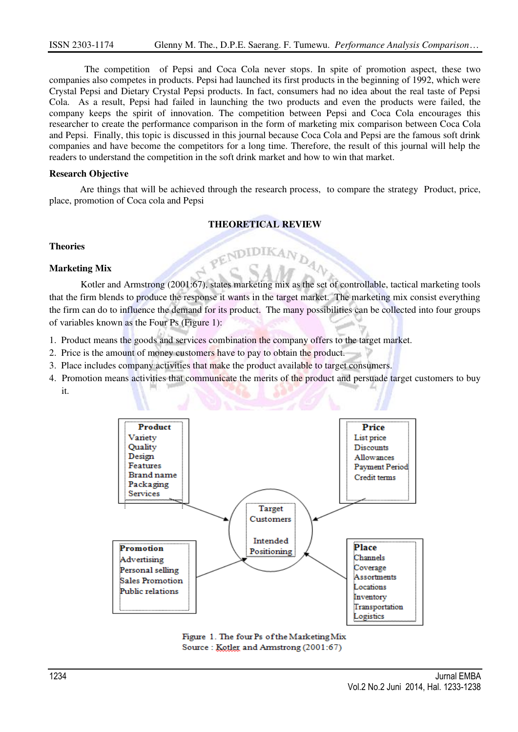The competition of Pepsi and Coca Cola never stops. In spite of promotion aspect, these two companies also competes in products. Pepsi had launched its first products in the beginning of 1992, which were Crystal Pepsi and Dietary Crystal Pepsi products. In fact, consumers had no idea about the real taste of Pepsi Cola. As a result, Pepsi had failed in launching the two products and even the products were failed, the company keeps the spirit of innovation. The competition between Pepsi and Coca Cola encourages this researcher to create the performance comparison in the form of marketing mix comparison between Coca Cola and Pepsi. Finally, this topic is discussed in this journal because Coca Cola and Pepsi are the famous soft drink companies and have become the competitors for a long time. Therefore, the result of this journal will help the readers to understand the competition in the soft drink market and how to win that market.

**Research Objective**

Are things that will be achieved through the research process, to compare the strategy Product, price, place, promotion of Coca cola and Pepsi

## THEORETICAL REVIEW

### Theories

### Marketing Mix

Kotler and Armstrong (2001:67), states marketing mix as the set of controllable, tactical marketing tools that the firm blends to produce the response it wants in the target market. The marketing mix consist everything the firm can do to influence the demand for its product. The many possibilities can be collected into four groups of variables known as the Four Ps (Figure 1):

1. Product means the goods and services combination the company offers to the target market.
2. Price is the amount of money customers have to pay to obtain the product.
3. Place includes company activities that make the product available to target consumers.
4. Promotion means activities that communicate the merits of the product and persuade target customers to buy it.

**Product**
Variety
Quality
Design
Features
Brand name
Packaging
Services

**Price**
List price
Discounts
Allowances
Payment Period
Credit terms

Target Customers

Intended Positioning

**Promotion**
Advertising
Personal selling
Sales Promotion
Public relations

**Place**
Channels
Coverage
Assortments
Locations
Inventory
Transportation
Logistics

Figure 1. The four Ps of the Marketing Mix
Source : Kotler and Armstrong (2001:67)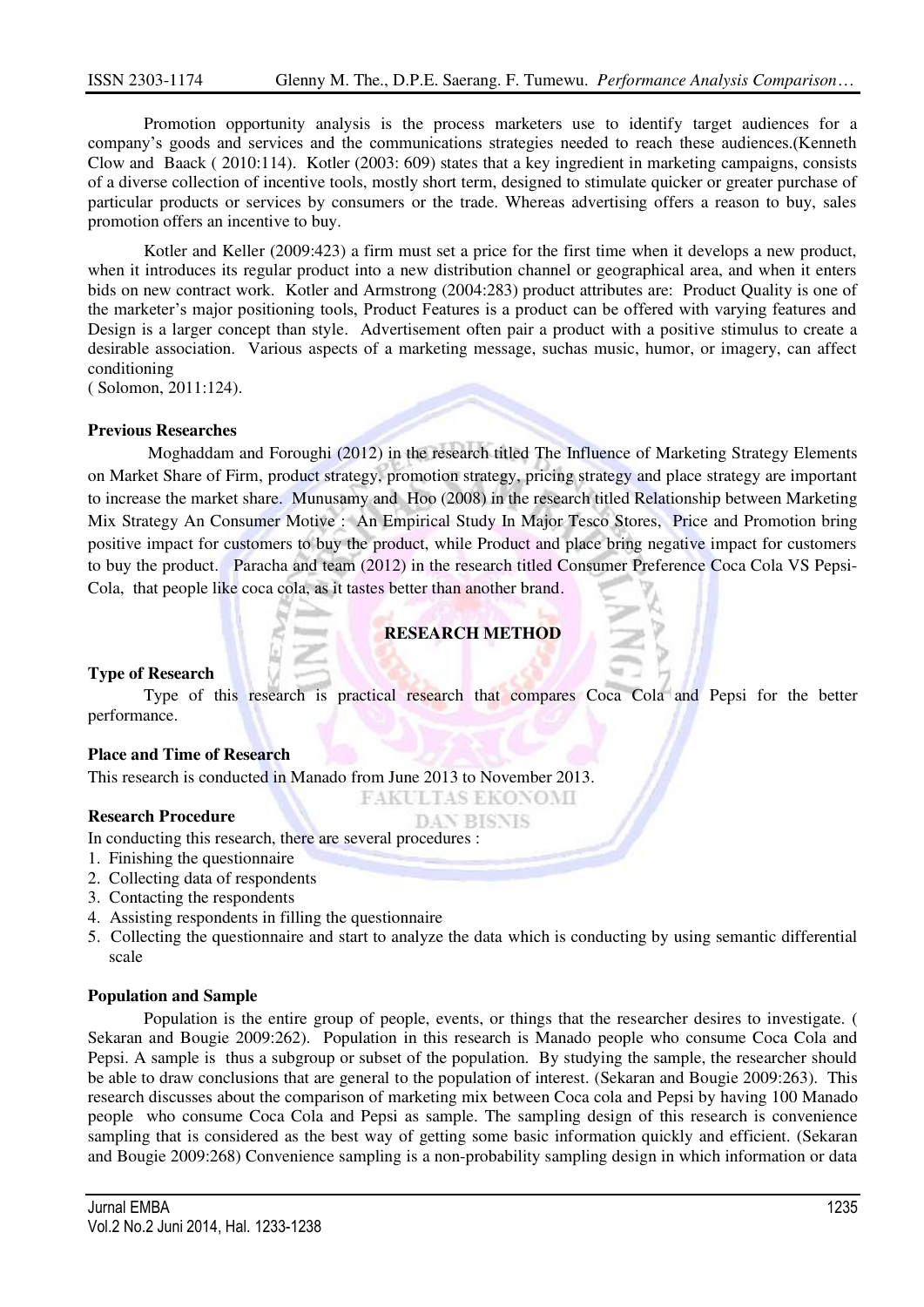Promotion opportunity analysis is the process marketers use to identify target audiences for a company's goods and services and the communications strategies needed to reach these audiences.(Kenneth Clow and Baack ( 2010:114). Kotler (2003: 609) states that a key ingredient in marketing campaigns, consists of a diverse collection of incentive tools, mostly short term, designed to stimulate quicker or greater purchase of particular products or services by consumers or the trade. Whereas advertising offers a reason to buy, sales promotion offers an incentive to buy.

Kotler and Keller (2009:423) a firm must set a price for the first time when it develops a new product, when it introduces its regular product into a new distribution channel or geographical area, and when it enters bids on new contract work. Kotler and Armstrong (2004:283) product attributes are: Product Quality is one of the marketer's major positioning tools, Product Features is a product can be offered with varying features and Design is a larger concept than style. Advertisement often pair a product with a positive stimulus to create a desirable association. Various aspects of a marketing message, suchas music, humor, or imagery, can affect conditioning
( Solomon, 2011:124).

**Previous Researches**

Moghaddam and Foroughi (2012) in the research titled The Influence of Marketing Strategy Elements on Market Share of Firm, product strategy, promotion strategy, pricing strategy and place strategy are important to increase the market share. Munusamy and Hoo (2008) in the research titled Relationship between Marketing Mix Strategy An Consumer Motive : An Empirical Study In Major Tesco Stores, Price and Promotion bring positive impact for customers to buy the product, while Product and place bring negative impact for customers to buy the product. Paracha and team (2012) in the research titled Consumer Preference Coca Cola VS Pepsi-Cola, that people like coca cola, as it tastes better than another brand.

## RESEARCH METHOD

**Type of Research**

Type of this research is practical research that compares Coca Cola and Pepsi for the better performance.

**Place and Time of Research**

This research is conducted in Manado from June 2013 to November 2013.

**Research Procedure**

In conducting this research, there are several procedures :

1. Finishing the questionnaire
2. Collecting data of respondents
3. Contacting the respondents
4. Assisting respondents in filling the questionnaire
5. Collecting the questionnaire and start to analyze the data which is conducting by using semantic differential scale

**Population and Sample**

Population is the entire group of people, events, or things that the researcher desires to investigate. ( Sekaran and Bougie 2009:262). Population in this research is Manado people who consume Coca Cola and Pepsi. A sample is thus a subgroup or subset of the population. By studying the sample, the researcher should be able to draw conclusions that are general to the population of interest. (Sekaran and Bougie 2009:263). This research discusses about the comparison of marketing mix between Coca cola and Pepsi by having 100 Manado people who consume Coca Cola and Pepsi as sample. The sampling design of this research is convenience sampling that is considered as the best way of getting some basic information quickly and efficient. (Sekaran and Bougie 2009:268) Convenience sampling is a non-probability sampling design in which information or data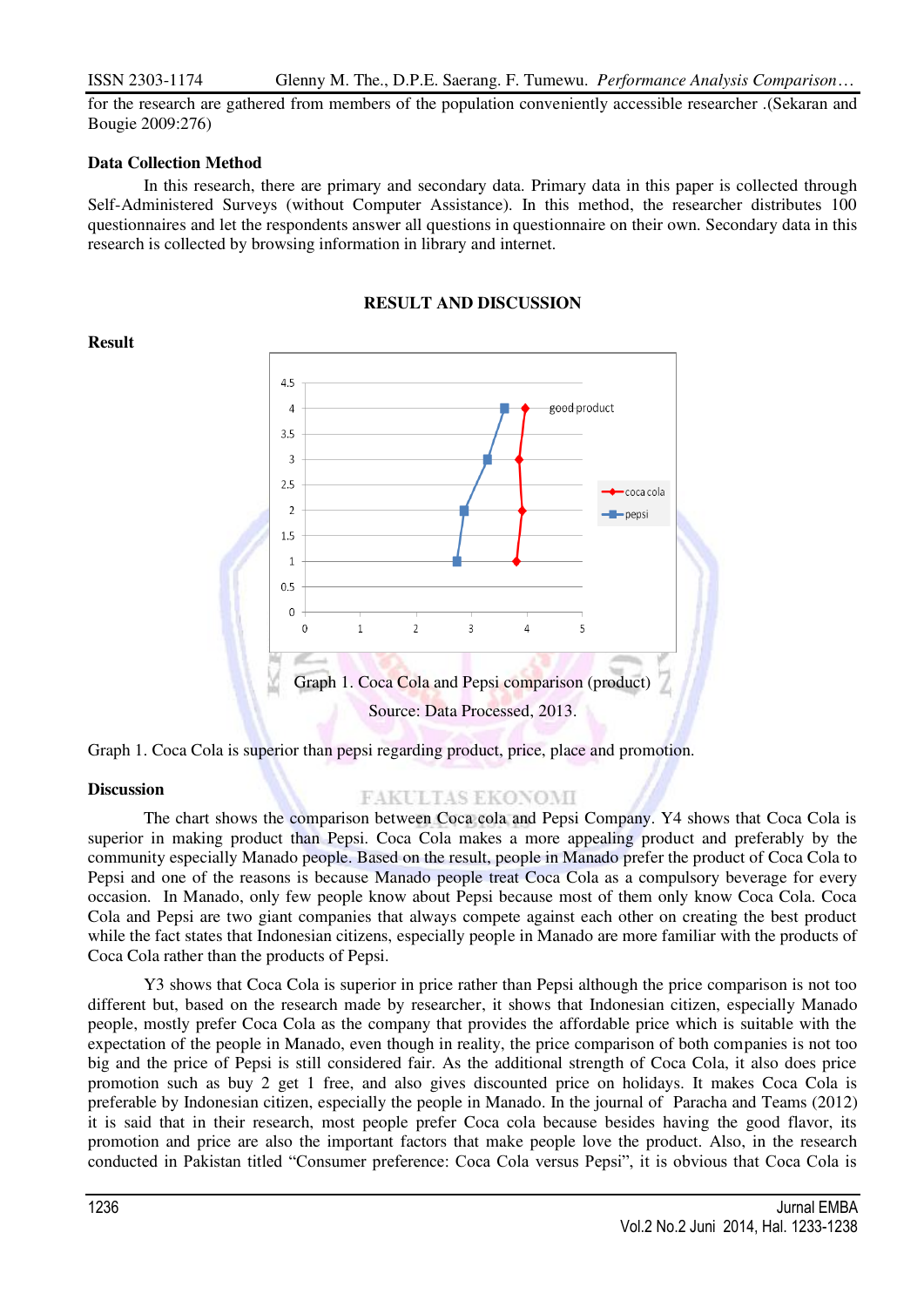for the research are gathered from members of the population conveniently accessible researcher .(Sekaran and Bougie 2009:276)

**Data Collection Method**

In this research, there are primary and secondary data. Primary data in this paper is collected through Self-Administered Surveys (without Computer Assistance). In this method, the researcher distributes 100 questionnaires and let the respondents answer all questions in questionnaire on their own. Secondary data in this research is collected by browsing information in library and internet.

## RESULT AND DISCUSSION

**Result**

Graph 1. Coca Cola and Pepsi comparison (product)

Source: Data Processed, 2013.

Graph 1. Coca Cola is superior than pepsi regarding product, price, place and promotion.

**Discussion**

The chart shows the comparison between Coca cola and Pepsi Company. Y4 shows that Coca Cola is superior in making product than Pepsi. Coca Cola makes a more appealing product and preferably by the community especially Manado people. Based on the result, people in Manado prefer the product of Coca Cola to Pepsi and one of the reasons is because Manado people treat Coca Cola as a compulsory beverage for every occasion. In Manado, only few people know about Pepsi because most of them only know Coca Cola. Coca Cola and Pepsi are two giant companies that always compete against each other on creating the best product while the fact states that Indonesian citizens, especially people in Manado are more familiar with the products of Coca Cola rather than the products of Pepsi.

Y3 shows that Coca Cola is superior in price rather than Pepsi although the price comparison is not too different but, based on the research made by researcher, it shows that Indonesian citizen, especially Manado people, mostly prefer Coca Cola as the company that provides the affordable price which is suitable with the expectation of the people in Manado, even though in reality, the price comparison of both companies is not too big and the price of Pepsi is still considered fair. As the additional strength of Coca Cola, it also does price promotion such as buy 2 get 1 free, and also gives discounted price on holidays. It makes Coca Cola is preferable by Indonesian citizen, especially the people in Manado. In the journal of Paracha and Teams (2012) it is said that in their research, most people prefer Coca cola because besides having the good flavor, its promotion and price are also the important factors that make people love the product. Also, in the research conducted in Pakistan titled "Consumer preference: Coca Cola versus Pepsi", it is obvious that Coca Cola is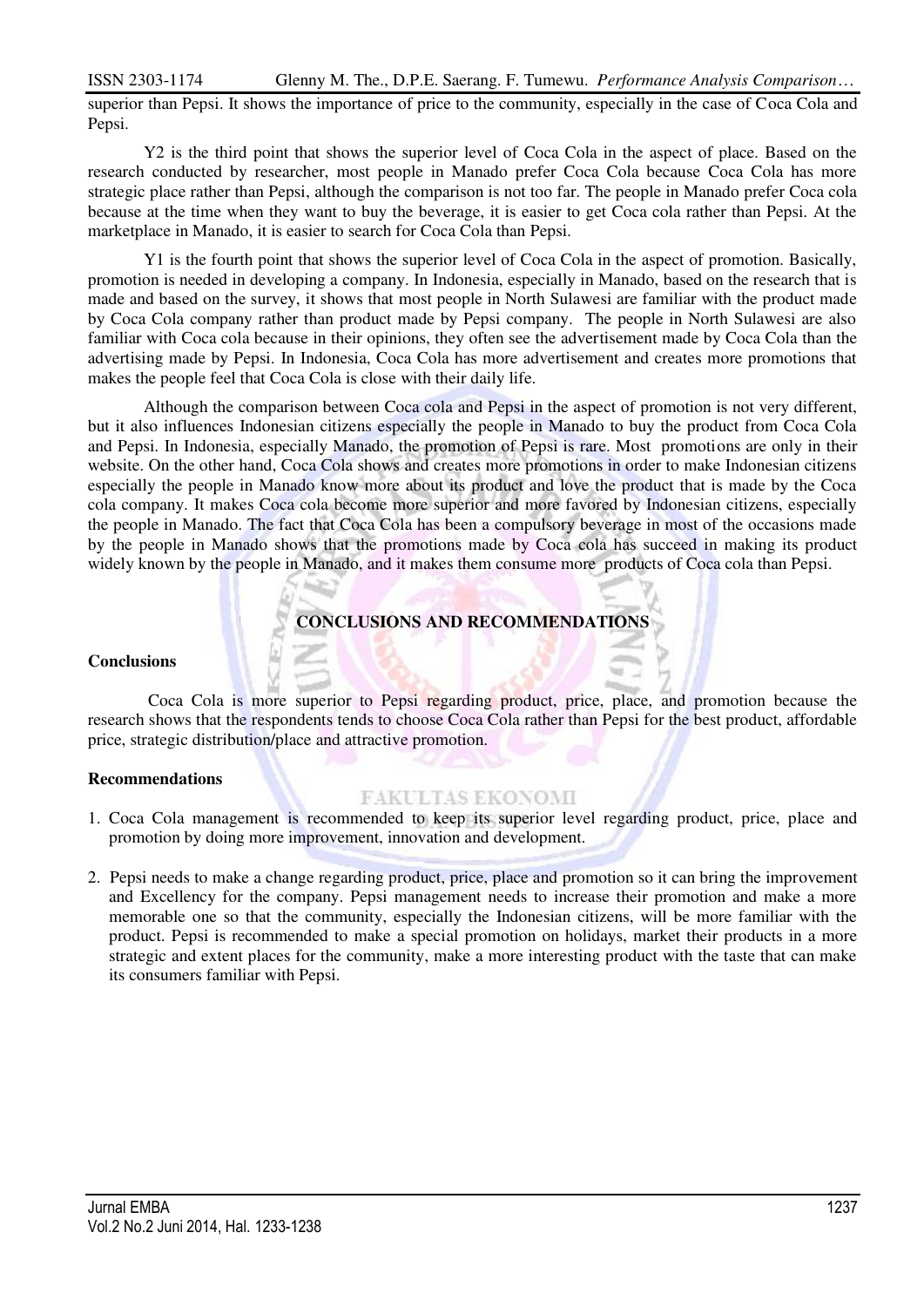superior than Pepsi. It shows the importance of price to the community, especially in the case of Coca Cola and Pepsi.

Y2 is the third point that shows the superior level of Coca Cola in the aspect of place. Based on the research conducted by researcher, most people in Manado prefer Coca Cola because Coca Cola has more strategic place rather than Pepsi, although the comparison is not too far. The people in Manado prefer Coca cola because at the time when they want to buy the beverage, it is easier to get Coca cola rather than Pepsi. At the marketplace in Manado, it is easier to search for Coca Cola than Pepsi.

Y1 is the fourth point that shows the superior level of Coca Cola in the aspect of promotion. Basically, promotion is needed in developing a company. In Indonesia, especially in Manado, based on the research that is made and based on the survey, it shows that most people in North Sulawesi are familiar with the product made by Coca Cola company rather than product made by Pepsi company. The people in North Sulawesi are also familiar with Coca cola because in their opinions, they often see the advertisement made by Coca Cola than the advertising made by Pepsi. In Indonesia, Coca Cola has more advertisement and creates more promotions that makes the people feel that Coca Cola is close with their daily life.

Although the comparison between Coca cola and Pepsi in the aspect of promotion is not very different, but it also influences Indonesian citizens especially the people in Manado to buy the product from Coca Cola and Pepsi. In Indonesia, especially Manado, the promotion of Pepsi is rare. Most promotions are only in their website. On the other hand, Coca Cola shows and creates more promotions in order to make Indonesian citizens especially the people in Manado know more about its product and love the product that is made by the Coca cola company. It makes Coca cola become more superior and more favored by Indonesian citizens, especially the people in Manado. The fact that Coca Cola has been a compulsory beverage in most of the occasions made by the people in Manado shows that the promotions made by Coca cola has succeed in making its product widely known by the people in Manado, and it makes them consume more products of Coca cola than Pepsi.

## CONCLUSIONS AND RECOMMENDATIONS

### Conclusions

Coca Cola is more superior to Pepsi regarding product, price, place, and promotion because the research shows that the respondents tends to choose Coca Cola rather than Pepsi for the best product, affordable price, strategic distribution/place and attractive promotion.

### Recommendations

1. Coca Cola management is recommended to keep its superior level regarding product, price, place and promotion by doing more improvement, innovation and development.
2. Pepsi needs to make a change regarding product, price, place and promotion so it can bring the improvement and Excellency for the company. Pepsi management needs to increase their promotion and make a more memorable one so that the community, especially the Indonesian citizens, will be more familiar with the product. Pepsi is recommended to make a special promotion on holidays, market their products in a more strategic and extent places for the community, make a more interesting product with the taste that can make its consumers familiar with Pepsi.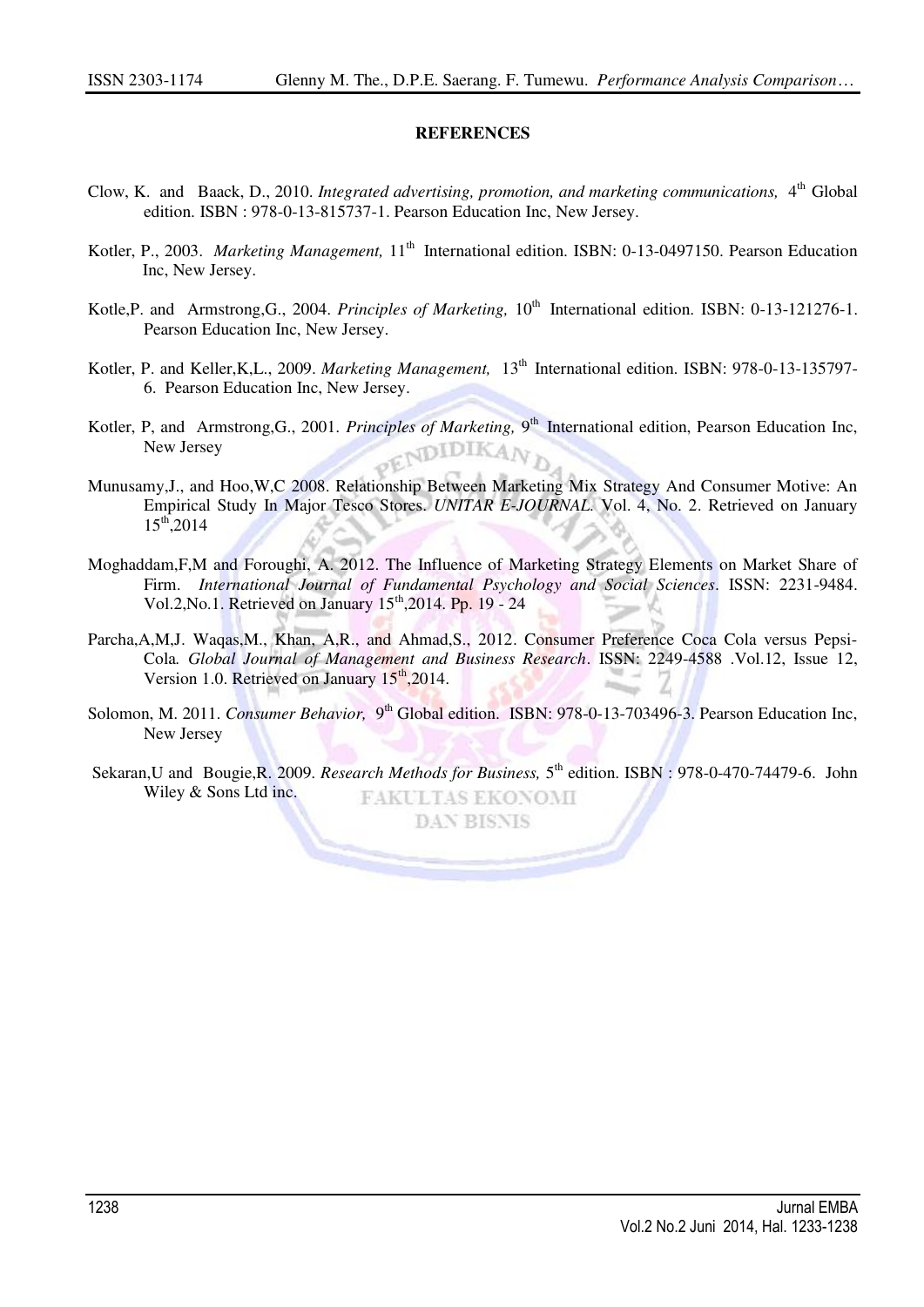## REFERENCES

Clow, K. and Baack, D., 2010. *Integrated advertising, promotion, and marketing communications,* 4th Global edition. ISBN : 978-0-13-815737-1. Pearson Education Inc, New Jersey.

Kotler, P., 2003. *Marketing Management,* 11th International edition. ISBN: 0-13-0497150. Pearson Education Inc, New Jersey.

Kotle,P. and Armstrong,G., 2004. *Principles of Marketing,* 10th International edition. ISBN: 0-13-121276-1. Pearson Education Inc, New Jersey.

Kotler, P. and Keller,K,L., 2009. *Marketing Management,* 13th International edition. ISBN: 978-0-13-135797-6. Pearson Education Inc, New Jersey.

Kotler, P, and Armstrong,G., 2001. *Principles of Marketing,* 9th International edition, Pearson Education Inc, New Jersey

Munusamy,J., and Hoo,W,C 2008. Relationship Between Marketing Mix Strategy And Consumer Motive: An Empirical Study In Major Tesco Stores. *UNITAR E-JOURNAL.* Vol. 4, No. 2. Retrieved on January 15th,2014

Moghaddam,F,M and Foroughi, A. 2012. The Influence of Marketing Strategy Elements on Market Share of Firm. *International Journal of Fundamental Psychology and Social Sciences*. ISSN: 2231-9484. Vol.2,No.1. Retrieved on January 15th,2014. Pp. 19 - 24

Parcha,A,M,J. Waqas,M., Khan, A,R., and Ahmad,S., 2012. Consumer Preference Coca Cola versus Pepsi-Cola*. Global Journal of Management and Business Research*. ISSN: 2249-4588 .Vol.12, Issue 12, Version 1.0. Retrieved on January 15th,2014.

Solomon, M. 2011. *Consumer Behavior,* 9th Global edition. ISBN: 978-0-13-703496-3. Pearson Education Inc, New Jersey

Sekaran,U and Bougie,R. 2009. *Research Methods for Business,* 5th edition. ISBN : 978-0-470-74479-6. John Wiley & Sons Ltd inc.